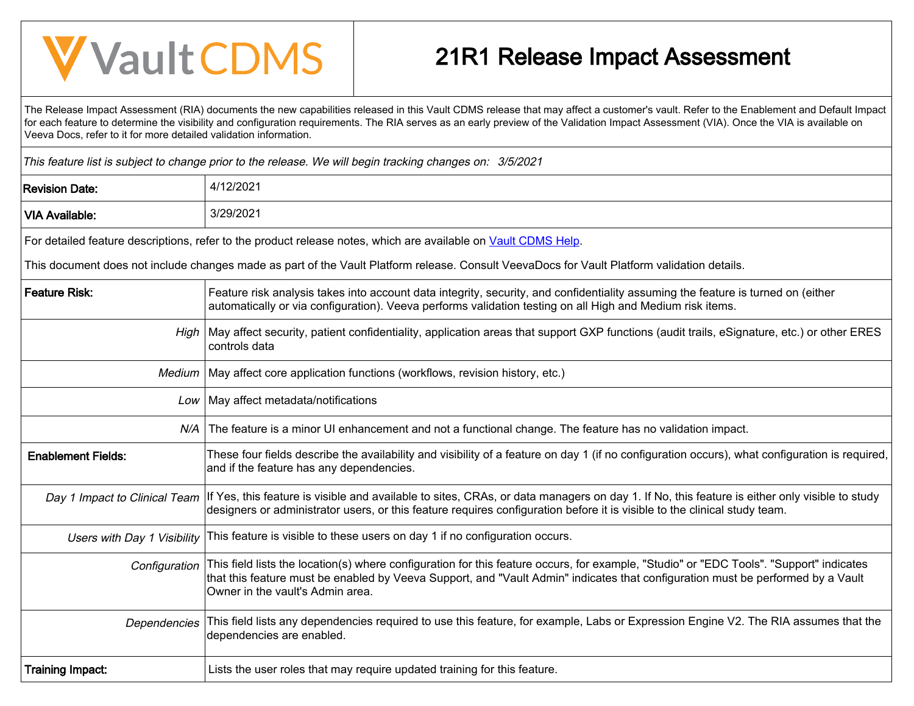# Vault CDMS

# 21R1 Release Impact Assessment

The Release Impact Assessment (RIA) documents the new capabilities released in this Vault CDMS release that may affect a customer's vault. Refer to the Enablement and Default Impact for each feature to determine the visibility and configuration requirements. The RIA serves as an early preview of the Validation Impact Assessment (VIA). Once the VIA is available on Veeva Docs, refer to it for more detailed validation information.

*This feature list is subject to change prior to the release. We will begin tracking changes on: 3/5/2021*

| | |
|---|---|
| **Revision Date:** | 4/12/2021 |
| **VIA Available:** | 3/29/2021 |

For detailed feature descriptions, refer to the product release notes, which are available on [Vault CDMS Help](Vault CDMS Help).

This document does not include changes made as part of the Vault Platform release. Consult VeevaDocs for Vault Platform validation details.

| | |
|---|---|
| **Feature Risk:** | Feature risk analysis takes into account data integrity, security, and confidentiality assuming the feature is turned on (either automatically or via configuration). Veeva performs validation testing on all High and Medium risk items. |
| *High* | May affect security, patient confidentiality, application areas that support GXP functions (audit trails, eSignature, etc.) or other ERES controls data |
| *Medium* | May affect core application functions (workflows, revision history, etc.) |
| *Low* | May affect metadata/notifications |
| *N/A* | The feature is a minor UI enhancement and not a functional change. The feature has no validation impact. |
| **Enablement Fields:** | These four fields describe the availability and visibility of a feature on day 1 (if no configuration occurs), what configuration is required, and if the feature has any dependencies. |
| *Day 1 Impact to Clinical Team* | If Yes, this feature is visible and available to sites, CRAs, or data managers on day 1. If No, this feature is either only visible to study designers or administrator users, or this feature requires configuration before it is visible to the clinical study team. |
| *Users with Day 1 Visibility* | This feature is visible to these users on day 1 if no configuration occurs. |
| *Configuration* | This field lists the location(s) where configuration for this feature occurs, for example, "Studio" or "EDC Tools". "Support" indicates that this feature must be enabled by Veeva Support, and "Vault Admin" indicates that configuration must be performed by a Vault Owner in the vault's Admin area. |
| *Dependencies* | This field lists any dependencies required to use this feature, for example, Labs or Expression Engine V2. The RIA assumes that the dependencies are enabled. |
| **Training Impact:** | Lists the user roles that may require updated training for this feature. |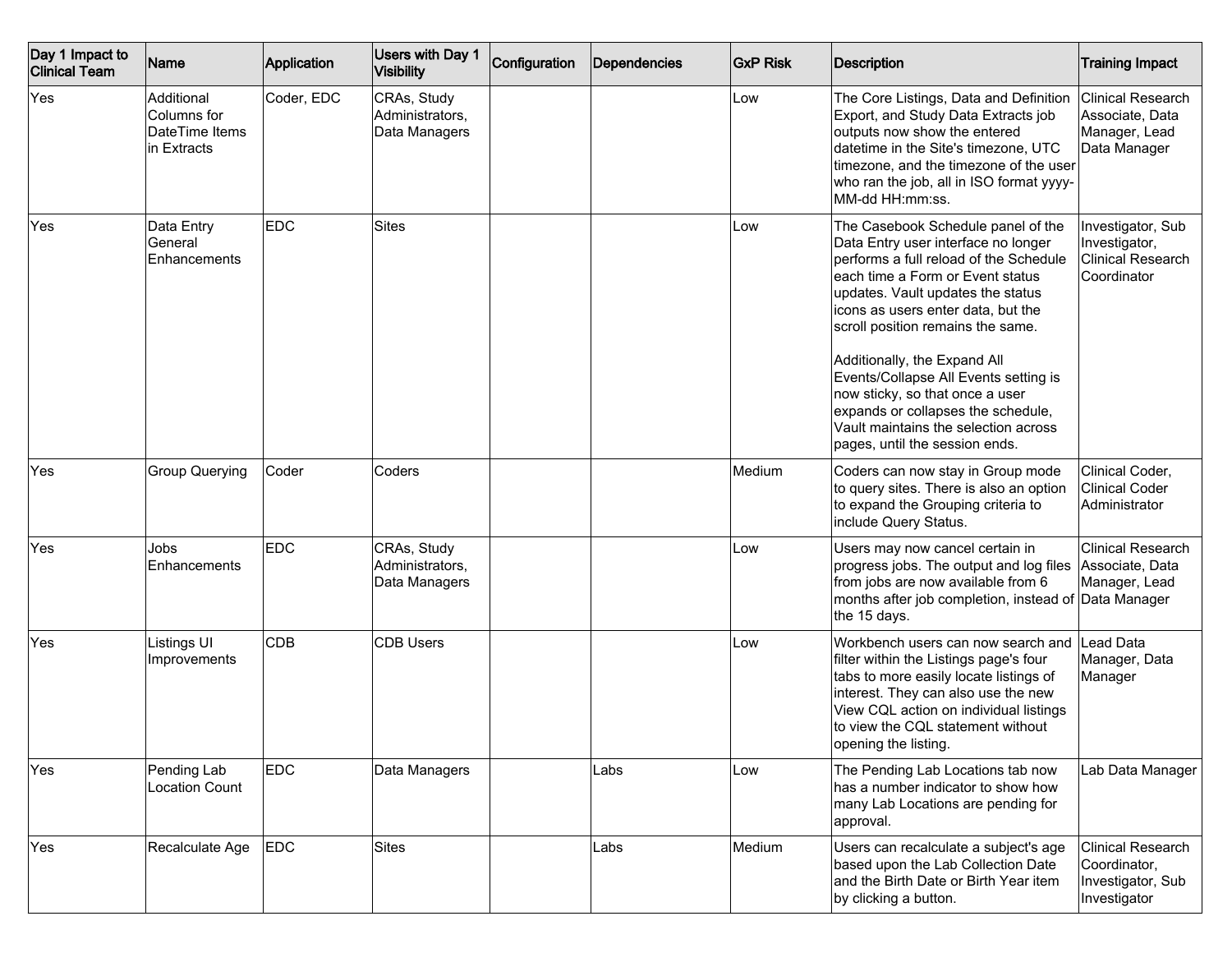| Day 1 Impact to Clinical Team | Name | Application | Users with Day 1 Visibility | Configuration | Dependencies | GxP Risk | Description | Training Impact |
|---|---|---|---|---|---|---|---|---|
| Yes | Additional Columns for DateTime Items in Extracts | Coder, EDC | CRAs, Study Administrators, Data Managers | | | Low | The Core Listings, Data and Definition Export, and Study Data Extracts job outputs now show the entered datetime in the Site's timezone, UTC timezone, and the timezone of the user who ran the job, all in ISO format yyyy-MM-dd HH:mm:ss. | Clinical Research Associate, Data Manager, Lead Data Manager |
| Yes | Data Entry General Enhancements | EDC | Sites | | | Low | The Casebook Schedule panel of the Data Entry user interface no longer performs a full reload of the Schedule each time a Form or Event status updates. Vault updates the status icons as users enter data, but the scroll position remains the same.<br><br>Additionally, the Expand All Events/Collapse All Events setting is now sticky, so that once a user expands or collapses the schedule, Vault maintains the selection across pages, until the session ends. | Investigator, Sub Investigator, Clinical Research Coordinator |
| Yes | Group Querying | Coder | Coders | | | Medium | Coders can now stay in Group mode to query sites. There is also an option to expand the Grouping criteria to include Query Status. | Clinical Coder, Clinical Coder Administrator |
| Yes | Jobs Enhancements | EDC | CRAs, Study Administrators, Data Managers | | | Low | Users may now cancel certain in progress jobs. The output and log files from jobs are now available from 6 months after job completion, instead of the 15 days. | Clinical Research Associate, Data Manager, Lead Data Manager |
| Yes | Listings UI Improvements | CDB | CDB Users | | | Low | Workbench users can now search and filter within the Listings page's four tabs to more easily locate listings of interest. They can also use the new View CQL action on individual listings to view the CQL statement without opening the listing. | Lead Data Manager, Data Manager |
| Yes | Pending Lab Location Count | EDC | Data Managers | | Labs | Low | The Pending Lab Locations tab now has a number indicator to show how many Lab Locations are pending for approval. | Lab Data Manager |
| Yes | Recalculate Age | EDC | Sites | | Labs | Medium | Users can recalculate a subject's age based upon the Lab Collection Date and the Birth Date or Birth Year item by clicking a button. | Clinical Research Coordinator, Investigator, Sub Investigator |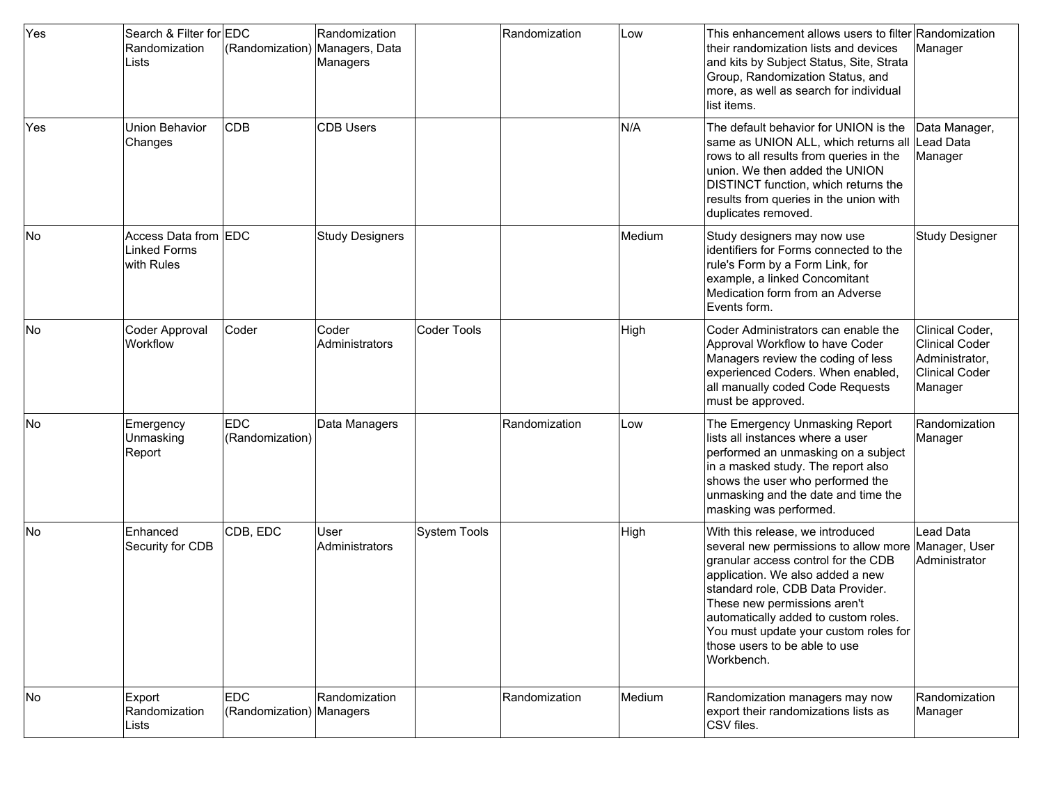| | | | | | | | | |
|---|---|---|---|---|---|---|---|---|
| Yes | Search & Filter for Randomization Lists | EDC (Randomization) | Randomization Managers, Data Managers | | Randomization | Low | This enhancement allows users to filter their randomization lists and devices and kits by Subject Status, Site, Strata Group, Randomization Status, and more, as well as search for individual list items. | Randomization Manager |
| Yes | Union Behavior Changes | CDB | CDB Users | | | N/A | The default behavior for UNION is the same as UNION ALL, which returns all rows to all results from queries in the union. We then added the UNION DISTINCT function, which returns the results from queries in the union with duplicates removed. | Data Manager, Lead Data Manager |
| No | Access Data from Linked Forms with Rules | EDC | Study Designers | | | Medium | Study designers may now use identifiers for Forms connected to the rule's Form by a Form Link, for example, a linked Concomitant Medication form from an Adverse Events form. | Study Designer |
| No | Coder Approval Workflow | Coder | Coder Administrators | Coder Tools | | High | Coder Administrators can enable the Approval Workflow to have Coder Managers review the coding of less experienced Coders. When enabled, all manually coded Code Requests must be approved. | Clinical Coder, Clinical Coder Administrator, Clinical Coder Manager |
| No | Emergency Unmasking Report | EDC (Randomization) | Data Managers | | Randomization | Low | The Emergency Unmasking Report lists all instances where a user performed an unmasking on a subject in a masked study. The report also shows the user who performed the unmasking and the date and time the masking was performed. | Randomization Manager |
| No | Enhanced Security for CDB | CDB, EDC | User Administrators | System Tools | | High | With this release, we introduced several new permissions to allow more granular access control for the CDB application. We also added a new standard role, CDB Data Provider. These new permissions aren't automatically added to custom roles. You must update your custom roles for those users to be able to use Workbench. | Lead Data Manager, User Administrator |
| No | Export Randomization Lists | EDC (Randomization) | Randomization Managers | | Randomization | Medium | Randomization managers may now export their randomizations lists as CSV files. | Randomization Manager |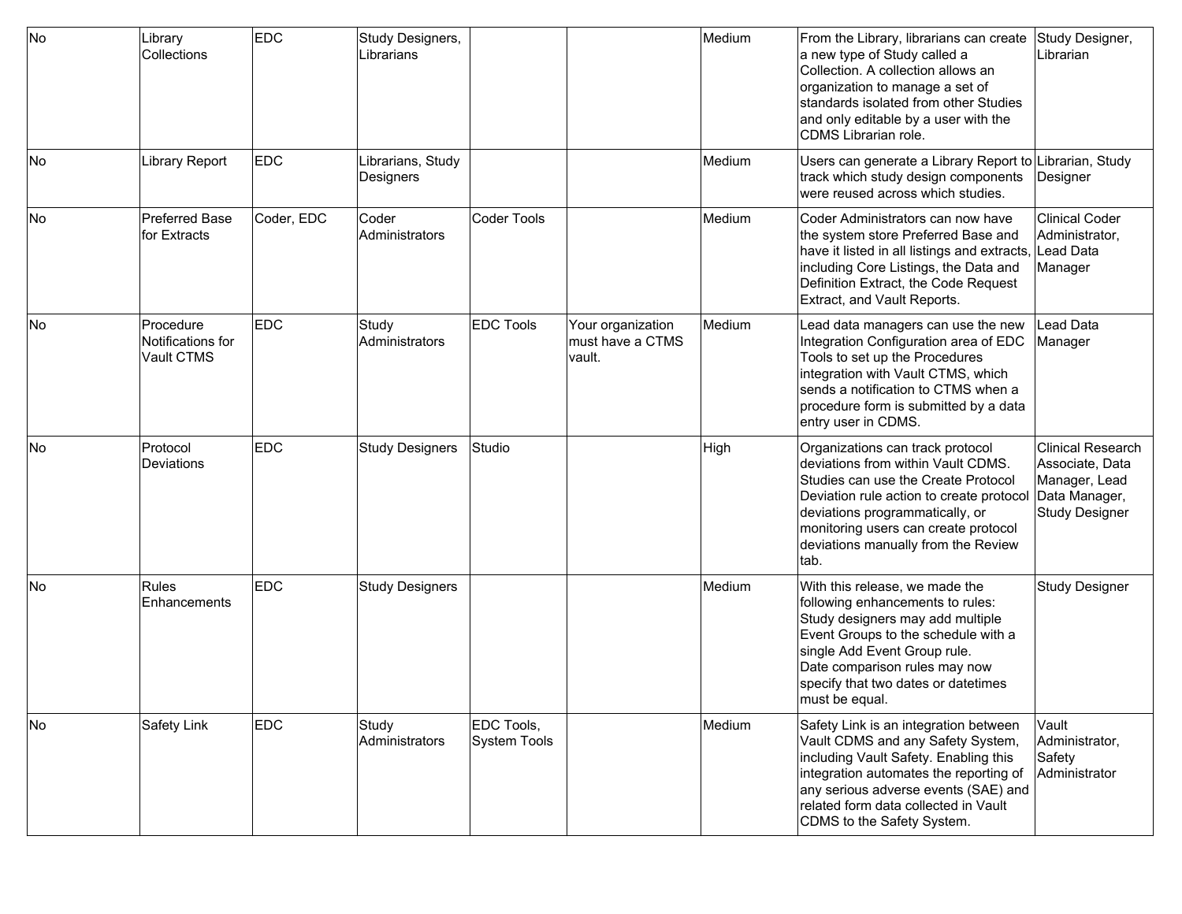| | | | | | | | | |
|---|---|---|---|---|---|---|---|---|
| No | Library Collections | EDC | Study Designers, Librarians | | | Medium | From the Library, librarians can create a new type of Study called a Collection. A collection allows an organization to manage a set of standards isolated from other Studies and only editable by a user with the CDMS Librarian role. | Study Designer, Librarian |
| No | Library Report | EDC | Librarians, Study Designers | | | Medium | Users can generate a Library Report to track which study design components were reused across which studies. | Librarian, Study Designer |
| No | Preferred Base for Extracts | Coder, EDC | Coder Administrators | Coder Tools | | Medium | Coder Administrators can now have the system store Preferred Base and have it listed in all listings and extracts, including Core Listings, the Data and Definition Extract, the Code Request Extract, and Vault Reports. | Clinical Coder Administrator, Lead Data Manager |
| No | Procedure Notifications for Vault CTMS | EDC | Study Administrators | EDC Tools | Your organization must have a CTMS vault. | Medium | Lead data managers can use the new Integration Configuration area of EDC Tools to set up the Procedures integration with Vault CTMS, which sends a notification to CTMS when a procedure form is submitted by a data entry user in CDMS. | Lead Data Manager |
| No | Protocol Deviations | EDC | Study Designers | Studio | | High | Organizations can track protocol deviations from within Vault CDMS. Studies can use the Create Protocol Deviation rule action to create protocol deviations programmatically, or monitoring users can create protocol deviations manually from the Review tab. | Clinical Research Associate, Data Manager, Lead Data Manager, Study Designer |
| No | Rules Enhancements | EDC | Study Designers | | | Medium | With this release, we made the following enhancements to rules: Study designers may add multiple Event Groups to the schedule with a single Add Event Group rule. Date comparison rules may now specify that two dates or datetimes must be equal. | Study Designer |
| No | Safety Link | EDC | Study Administrators | EDC Tools, System Tools | | Medium | Safety Link is an integration between Vault CDMS and any Safety System, including Vault Safety. Enabling this integration automates the reporting of any serious adverse events (SAE) and related form data collected in Vault CDMS to the Safety System. | Vault Administrator, Safety Administrator |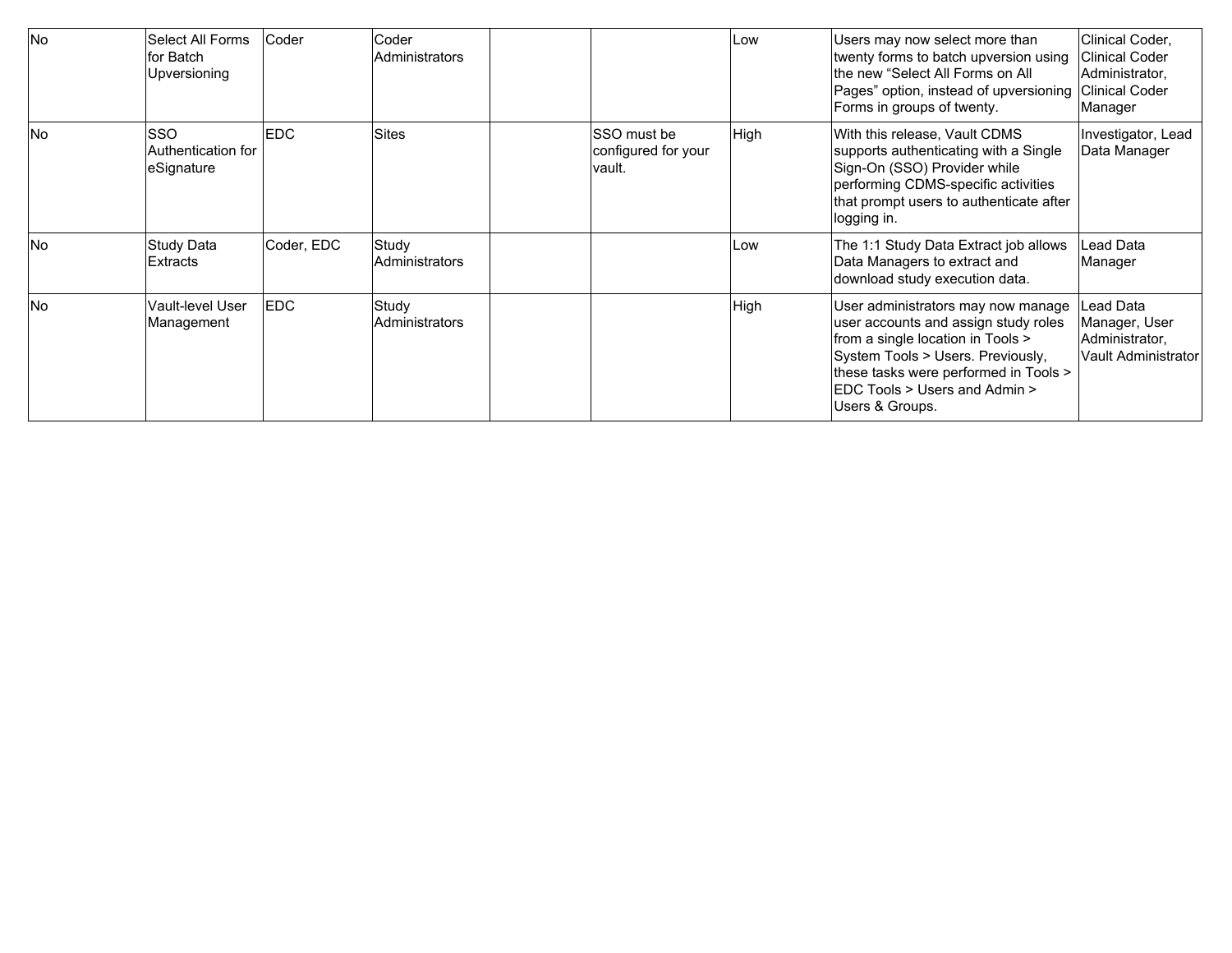| No | Select All Forms for Batch Upversioning | Coder | Coder Administrators | | | Low | Users may now select more than twenty forms to batch upversion using the new "Select All Forms on All Pages" option, instead of upversioning Forms in groups of twenty. | Clinical Coder, Clinical Coder Administrator, Clinical Coder Manager |
|---|---|---|---|---|---|---|---|---|
| No | SSO Authentication for eSignature | EDC | Sites | | SSO must be configured for your vault. | High | With this release, Vault CDMS supports authenticating with a Single Sign-On (SSO) Provider while performing CDMS-specific activities that prompt users to authenticate after logging in. | Investigator, Lead Data Manager |
| No | Study Data Extracts | Coder, EDC | Study Administrators | | | Low | The 1:1 Study Data Extract job allows Data Managers to extract and download study execution data. | Lead Data Manager |
| No | Vault-level User Management | EDC | Study Administrators | | | High | User administrators may now manage user accounts and assign study roles from a single location in Tools > System Tools > Users. Previously, these tasks were performed in Tools > EDC Tools > Users and Admin > Users & Groups. | Lead Data Manager, User Administrator, Vault Administrator |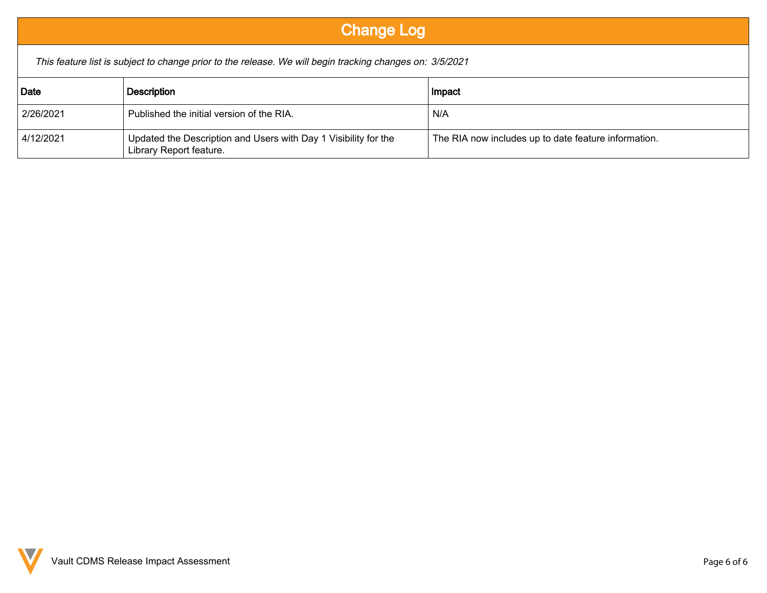# Change Log

*This feature list is subject to change prior to the release. We will begin tracking changes on: 3/5/2021*

| Date | Description | Impact |
| --- | --- | --- |
| 2/26/2021 | Published the initial version of the RIA. | N/A |
| 4/12/2021 | Updated the Description and Users with Day 1 Visibility for the Library Report feature. | The RIA now includes up to date feature information. |